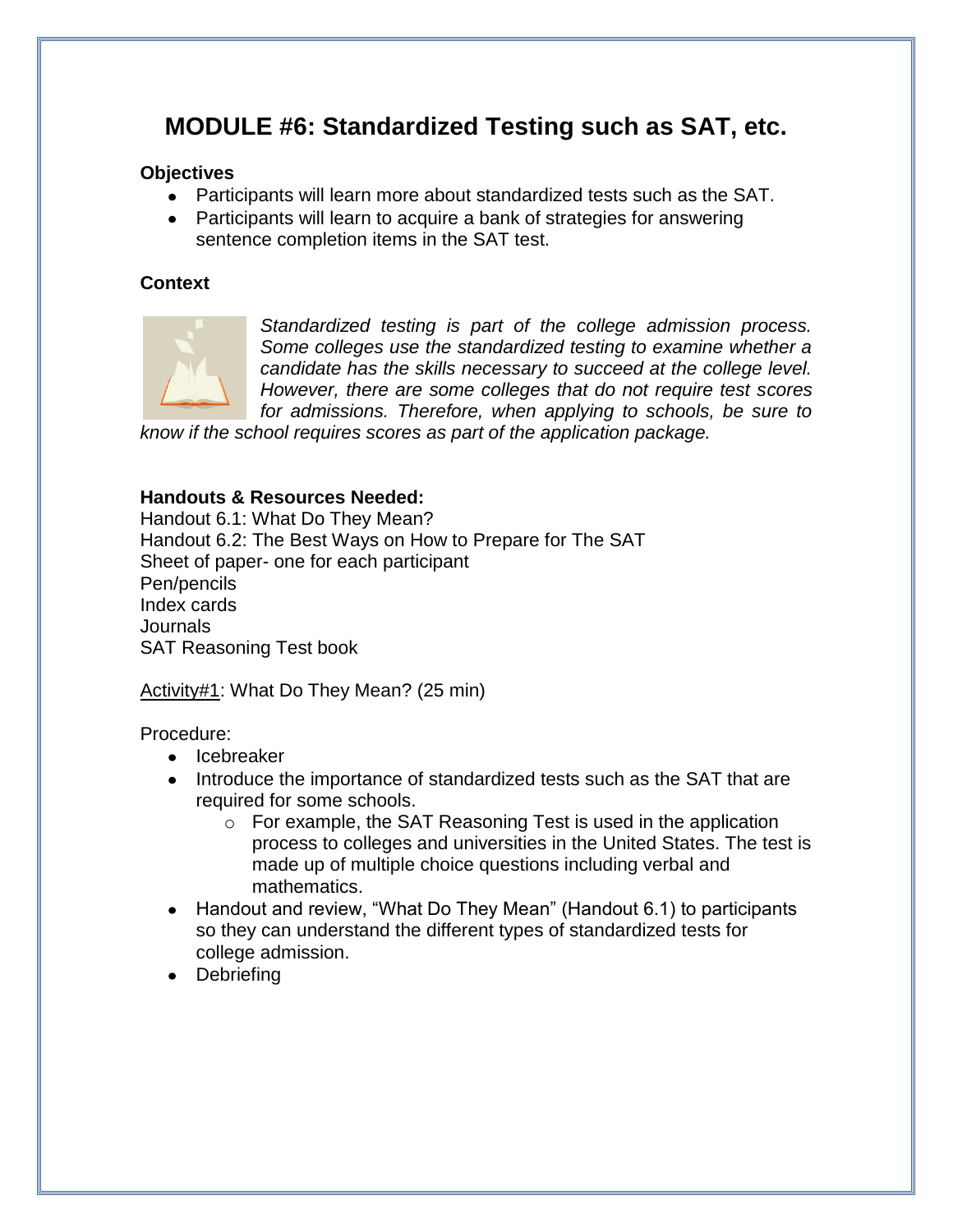# MODULE #6: Standardized Testing such as SAT, etc.

**Objectives**

- Participants will learn more about standardized tests such as the SAT.
- Participants will learn to acquire a bank of strategies for answering sentence completion items in the SAT test.

**Context**

*Standardized testing is part of the college admission process. Some colleges use the standardized testing to examine whether a candidate has the skills necessary to succeed at the college level. However, there are some colleges that do not require test scores for admissions. Therefore, when applying to schools, be sure to know if the school requires scores as part of the application package.*

**Handouts & Resources Needed:**

Handout 6.1: What Do They Mean?
Handout 6.2: The Best Ways on How to Prepare for The SAT
Sheet of paper- one for each participant
Pen/pencils
Index cards
Journals
SAT Reasoning Test book

<u>Activity#1</u>: What Do They Mean? (25 min)

Procedure:

- Icebreaker
- Introduce the importance of standardized tests such as the SAT that are required for some schools.
  - For example, the SAT Reasoning Test is used in the application process to colleges and universities in the United States. The test is made up of multiple choice questions including verbal and mathematics.
- Handout and review, "What Do They Mean" (Handout 6.1) to participants so they can understand the different types of standardized tests for college admission.
- Debriefing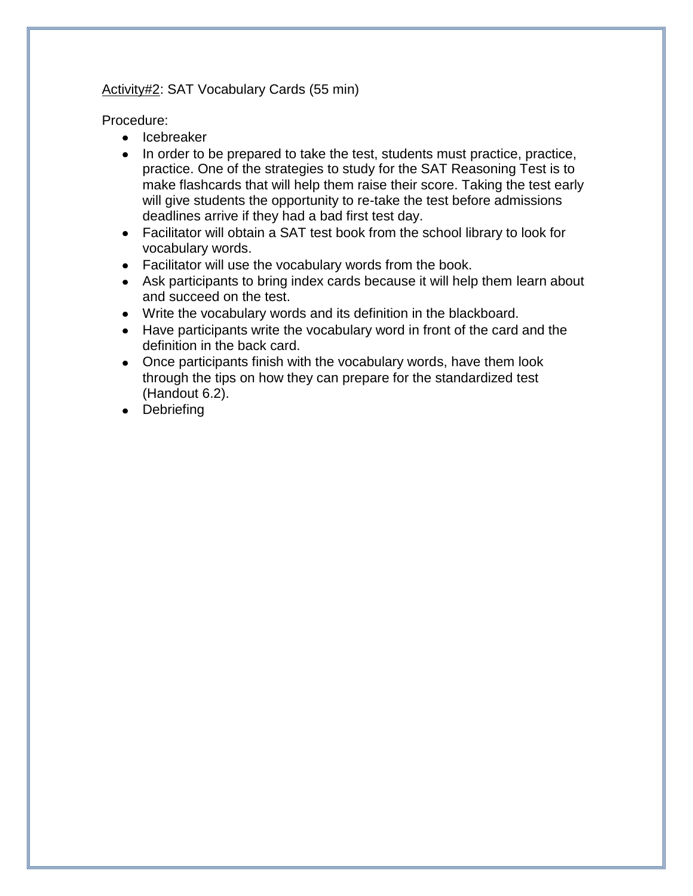<u>Activity#2</u>: SAT Vocabulary Cards (55 min)

Procedure:

- Icebreaker
- In order to be prepared to take the test, students must practice, practice, practice. One of the strategies to study for the SAT Reasoning Test is to make flashcards that will help them raise their score. Taking the test early will give students the opportunity to re-take the test before admissions deadlines arrive if they had a bad first test day.
- Facilitator will obtain a SAT test book from the school library to look for vocabulary words.
- Facilitator will use the vocabulary words from the book.
- Ask participants to bring index cards because it will help them learn about and succeed on the test.
- Write the vocabulary words and its definition in the blackboard.
- Have participants write the vocabulary word in front of the card and the definition in the back card.
- Once participants finish with the vocabulary words, have them look through the tips on how they can prepare for the standardized test (Handout 6.2).
- Debriefing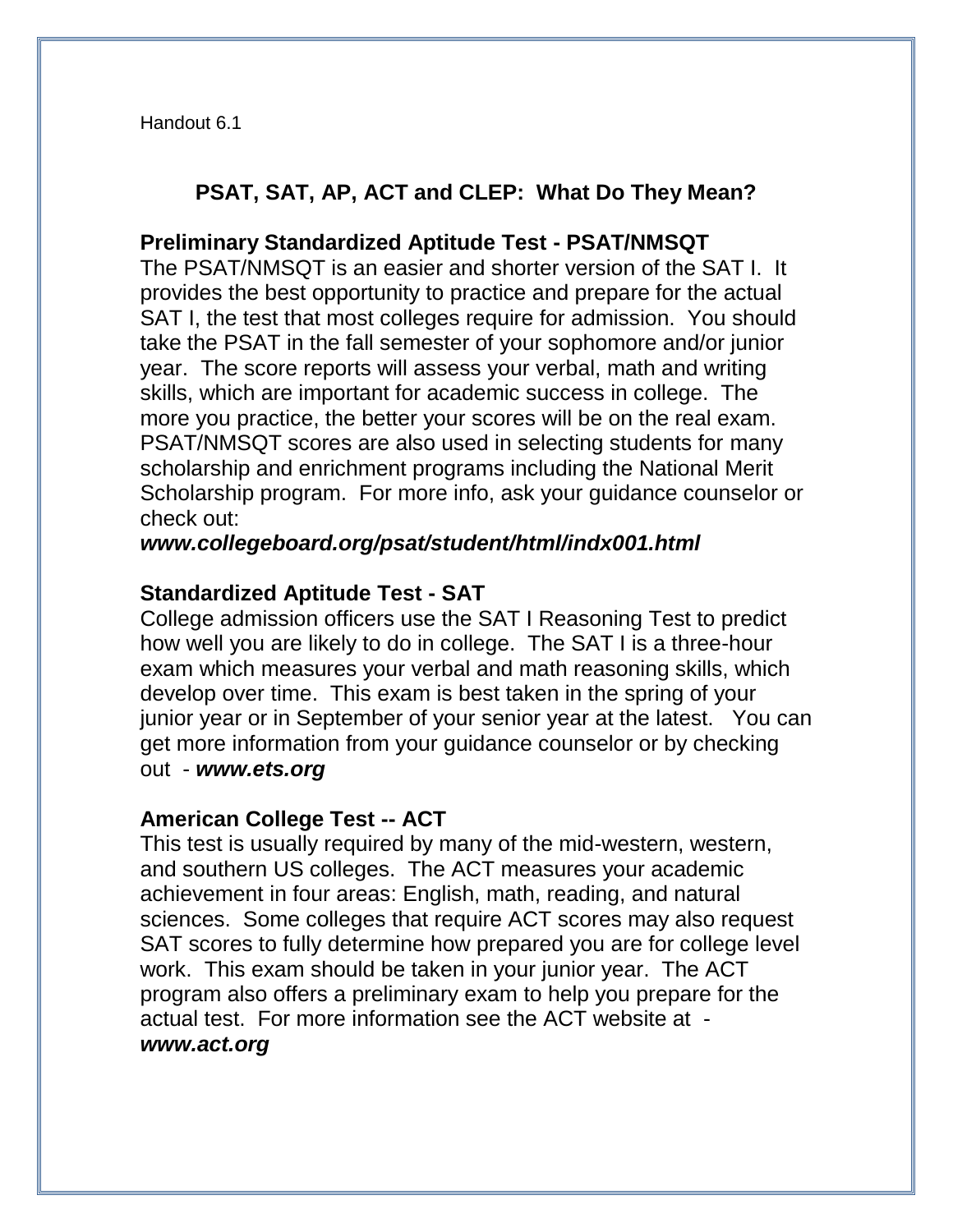Handout 6.1

## PSAT, SAT, AP, ACT and CLEP: What Do They Mean?

### Preliminary Standardized Aptitude Test - PSAT/NMSQT

The PSAT/NMSQT is an easier and shorter version of the SAT I. It provides the best opportunity to practice and prepare for the actual SAT I, the test that most colleges require for admission. You should take the PSAT in the fall semester of your sophomore and/or junior year. The score reports will assess your verbal, math and writing skills, which are important for academic success in college. The more you practice, the better your scores will be on the real exam. PSAT/NMSQT scores are also used in selecting students for many scholarship and enrichment programs including the National Merit Scholarship program. For more info, ask your guidance counselor or check out:
***www.collegeboard.org/psat/student/html/indx001.html***

### Standardized Aptitude Test - SAT

College admission officers use the SAT I Reasoning Test to predict how well you are likely to do in college. The SAT I is a three-hour exam which measures your verbal and math reasoning skills, which develop over time. This exam is best taken in the spring of your junior year or in September of your senior year at the latest. You can get more information from your guidance counselor or by checking out - ***www.ets.org***

### American College Test -- ACT

This test is usually required by many of the mid-western, western, and southern US colleges. The ACT measures your academic achievement in four areas: English, math, reading, and natural sciences. Some colleges that require ACT scores may also request SAT scores to fully determine how prepared you are for college level work. This exam should be taken in your junior year. The ACT program also offers a preliminary exam to help you prepare for the actual test. For more information see the ACT website at - ***www.act.org***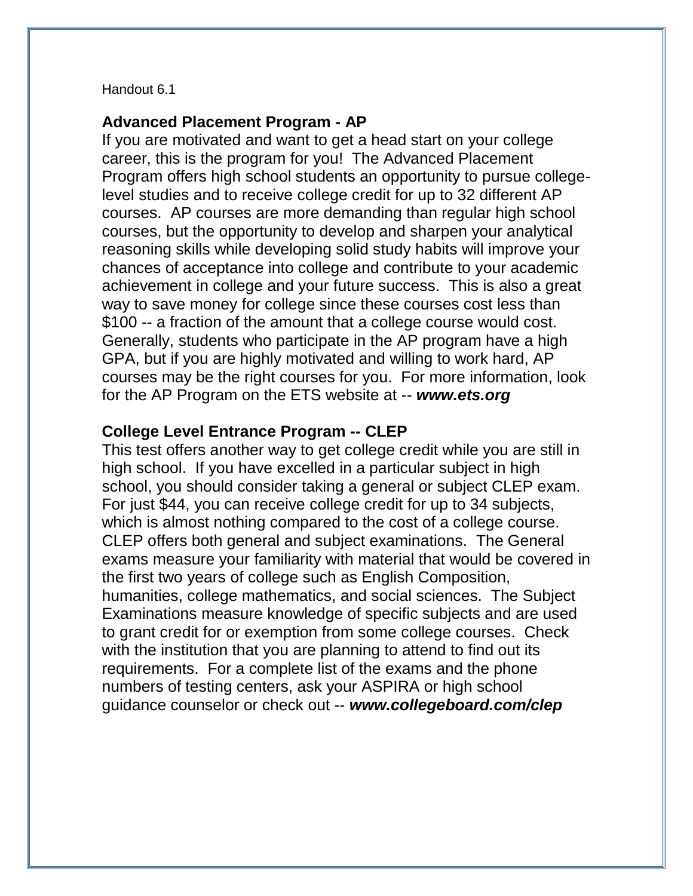Handout 6.1

## Advanced Placement Program - AP

If you are motivated and want to get a head start on your college career, this is the program for you! The Advanced Placement Program offers high school students an opportunity to pursue college-level studies and to receive college credit for up to 32 different AP courses. AP courses are more demanding than regular high school courses, but the opportunity to develop and sharpen your analytical reasoning skills while developing solid study habits will improve your chances of acceptance into college and contribute to your academic achievement in college and your future success. This is also a great way to save money for college since these courses cost less than $100 -- a fraction of the amount that a college course would cost. Generally, students who participate in the AP program have a high GPA, but if you are highly motivated and willing to work hard, AP courses may be the right courses for you. For more information, look for the AP Program on the ETS website at -- ***www.ets.org***

## College Level Entrance Program -- CLEP

This test offers another way to get college credit while you are still in high school. If you have excelled in a particular subject in high school, you should consider taking a general or subject CLEP exam. For just $44, you can receive college credit for up to 34 subjects, which is almost nothing compared to the cost of a college course. CLEP offers both general and subject examinations. The General exams measure your familiarity with material that would be covered in the first two years of college such as English Composition, humanities, college mathematics, and social sciences. The Subject Examinations measure knowledge of specific subjects and are used to grant credit for or exemption from some college courses. Check with the institution that you are planning to attend to find out its requirements. For a complete list of the exams and the phone numbers of testing centers, ask your ASPIRA or high school guidance counselor or check out -- ***www.collegeboard.com/clep***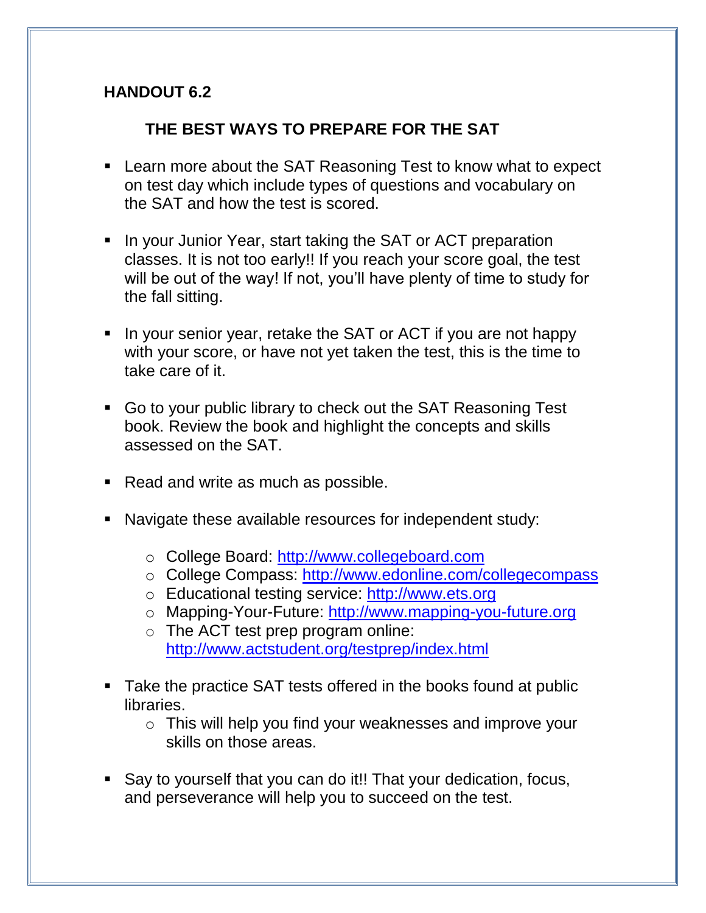**HANDOUT 6.2**

## THE BEST WAYS TO PREPARE FOR THE SAT

- Learn more about the SAT Reasoning Test to know what to expect on test day which include types of questions and vocabulary on the SAT and how the test is scored.

- In your Junior Year, start taking the SAT or ACT preparation classes. It is not too early!! If you reach your score goal, the test will be out of the way! If not, you'll have plenty of time to study for the fall sitting.

- In your senior year, retake the SAT or ACT if you are not happy with your score, or have not yet taken the test, this is the time to take care of it.

- Go to your public library to check out the SAT Reasoning Test book. Review the book and highlight the concepts and skills assessed on the SAT.

- Read and write as much as possible.

- Navigate these available resources for independent study:
    - College Board: http://www.collegeboard.com
    - College Compass: http://www.edonline.com/collegecompass
    - Educational testing service: http://www.ets.org
    - Mapping-Your-Future: http://www.mapping-you-future.org
    - The ACT test prep program online: http://www.actstudent.org/testprep/index.html

- Take the practice SAT tests offered in the books found at public libraries.
    - This will help you find your weaknesses and improve your skills on those areas.

- Say to yourself that you can do it!! That your dedication, focus, and perseverance will help you to succeed on the test.